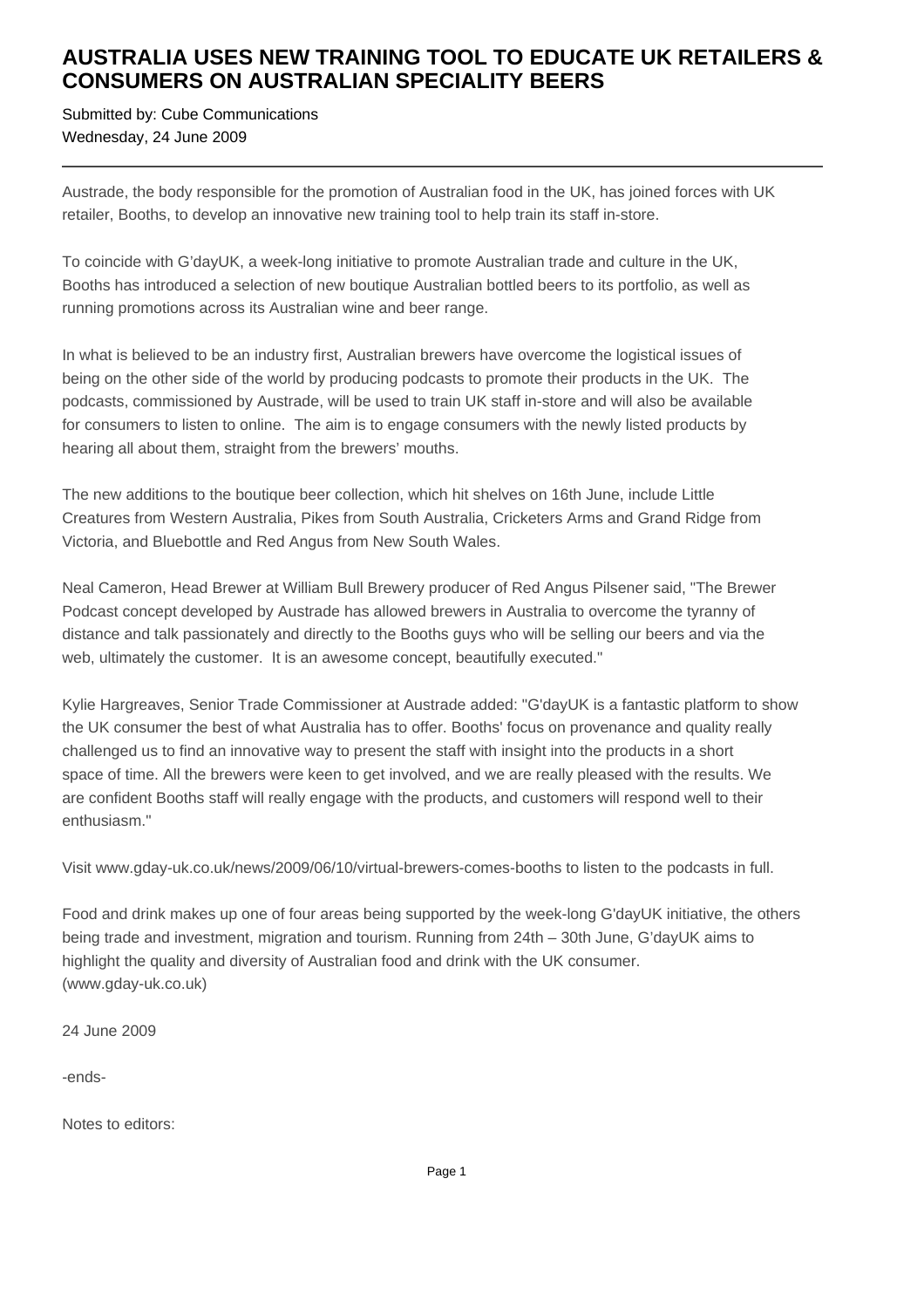# AUSTRALIA USES NEW TRAINING TOOL TO EDUCATE UK RETAILERS & CONSUMERS ON AUSTRALIAN SPECIALITY BEERS

Submitted by: Cube Communications
Wednesday, 24 June 2009

---

Austrade, the body responsible for the promotion of Australian food in the UK, has joined forces with UK retailer, Booths, to develop an innovative new training tool to help train its staff in-store.

To coincide with G'dayUK, a week-long initiative to promote Australian trade and culture in the UK, Booths has introduced a selection of new boutique Australian bottled beers to its portfolio, as well as running promotions across its Australian wine and beer range.

In what is believed to be an industry first, Australian brewers have overcome the logistical issues of being on the other side of the world by producing podcasts to promote their products in the UK. The podcasts, commissioned by Austrade, will be used to train UK staff in-store and will also be available for consumers to listen to online. The aim is to engage consumers with the newly listed products by hearing all about them, straight from the brewers' mouths.

The new additions to the boutique beer collection, which hit shelves on 16th June, include Little Creatures from Western Australia, Pikes from South Australia, Cricketers Arms and Grand Ridge from Victoria, and Bluebottle and Red Angus from New South Wales.

Neal Cameron, Head Brewer at William Bull Brewery producer of Red Angus Pilsener said, "The Brewer Podcast concept developed by Austrade has allowed brewers in Australia to overcome the tyranny of distance and talk passionately and directly to the Booths guys who will be selling our beers and via the web, ultimately the customer. It is an awesome concept, beautifully executed."

Kylie Hargreaves, Senior Trade Commissioner at Austrade added: "G'dayUK is a fantastic platform to show the UK consumer the best of what Australia has to offer. Booths' focus on provenance and quality really challenged us to find an innovative way to present the staff with insight into the products in a short space of time. All the brewers were keen to get involved, and we are really pleased with the results. We are confident Booths staff will really engage with the products, and customers will respond well to their enthusiasm."

Visit www.gday-uk.co.uk/news/2009/06/10/virtual-brewers-comes-booths to listen to the podcasts in full.

Food and drink makes up one of four areas being supported by the week-long G'dayUK initiative, the others being trade and investment, migration and tourism. Running from 24th – 30th June, G'dayUK aims to highlight the quality and diversity of Australian food and drink with the UK consumer. (www.gday-uk.co.uk)

24 June 2009

-ends-

Notes to editors: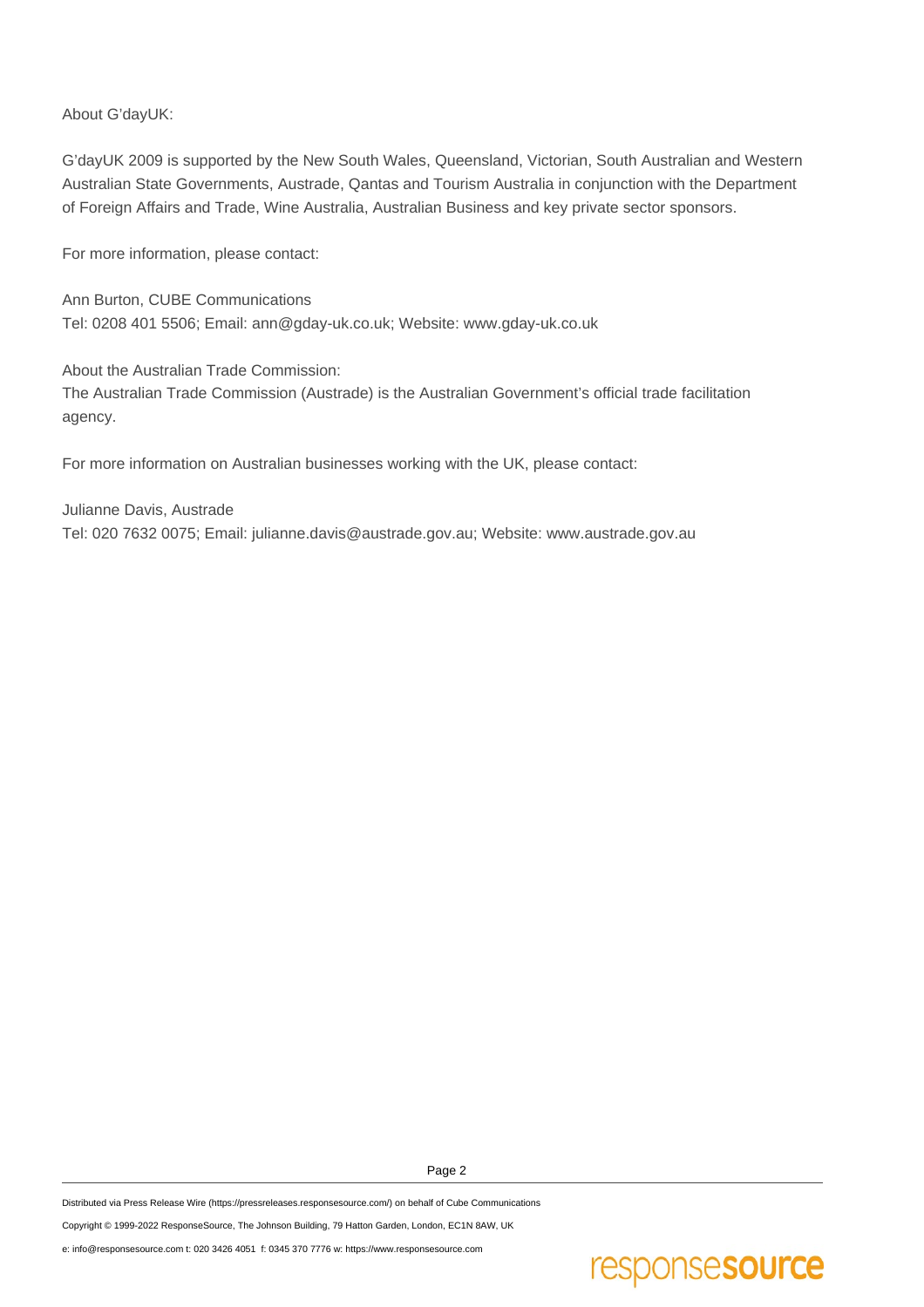About G'dayUK:

G'dayUK 2009 is supported by the New South Wales, Queensland, Victorian, South Australian and Western Australian State Governments, Austrade, Qantas and Tourism Australia in conjunction with the Department of Foreign Affairs and Trade, Wine Australia, Australian Business and key private sector sponsors.

For more information, please contact:

Ann Burton, CUBE Communications
Tel: 0208 401 5506; Email: ann@gday-uk.co.uk; Website: www.gday-uk.co.uk

About the Australian Trade Commission:
The Australian Trade Commission (Austrade) is the Australian Government's official trade facilitation agency.

For more information on Australian businesses working with the UK, please contact:

Julianne Davis, Austrade
Tel: 020 7632 0075; Email: julianne.davis@austrade.gov.au; Website: www.austrade.gov.au

Distributed via Press Release Wire (https://pressreleases.responsesource.com/) on behalf of Cube Communications

Copyright © 1999-2022 ResponseSource, The Johnson Building, 79 Hatton Garden, London, EC1N 8AW, UK

e: info@responsesource.com t: 020 3426 4051 f: 0345 370 7776 w: https://www.responsesource.com

responsesource